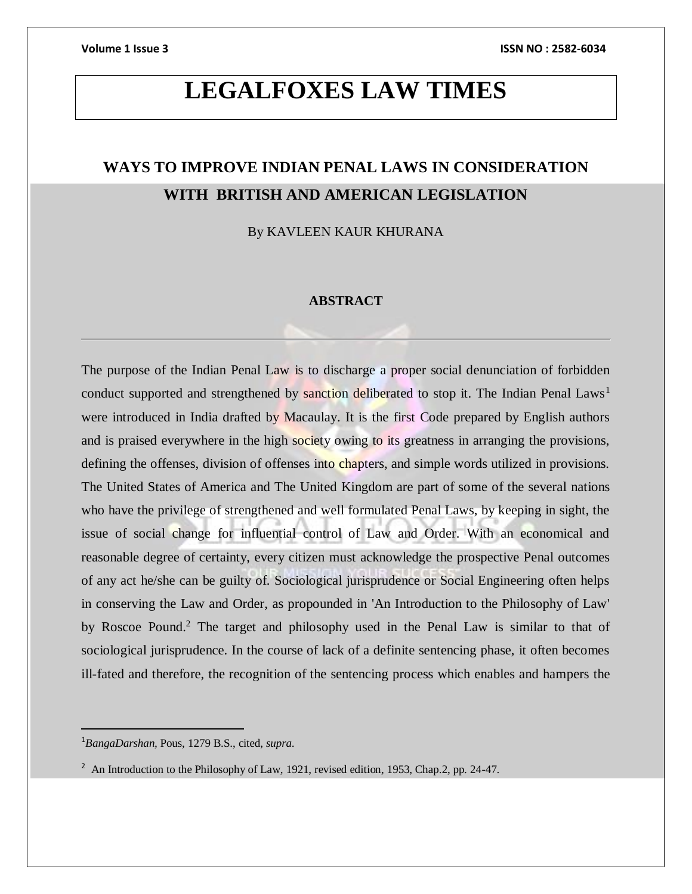# LEGALFOXES LAW TIMES

## WAYS TO IMPROVE INDIAN PENAL LAWS IN CONSIDERATION WITH BRITISH AND AMERICAN LEGISLATION

By KAVLEEN KAUR KHURANA

### ABSTRACT

---

The purpose of the Indian Penal Law is to discharge a proper social denunciation of forbidden conduct supported and strengthened by sanction deliberated to stop it. The Indian Penal Laws[1] were introduced in India drafted by Macaulay. It is the first Code prepared by English authors and is praised everywhere in the high society owing to its greatness in arranging the provisions, defining the offenses, division of offenses into chapters, and simple words utilized in provisions. The United States of America and The United Kingdom are part of some of the several nations who have the privilege of strengthened and well formulated Penal Laws, by keeping in sight, the issue of social change for influential control of Law and Order. With an economical and reasonable degree of certainty, every citizen must acknowledge the prospective Penal outcomes of any act he/she can be guilty of. Sociological jurisprudence or Social Engineering often helps in conserving the Law and Order, as propounded in 'An Introduction to the Philosophy of Law' by Roscoe Pound.[2] The target and philosophy used in the Penal Law is similar to that of sociological jurisprudence. In the course of lack of a definite sentencing phase, it often becomes ill-fated and therefore, the recognition of the sentencing process which enables and hampers the

---

[1] *BangaDarshan,* Pous, 1279 B.S., cited, *supra.*

[2] An Introduction to the Philosophy of Law, 1921, revised edition, 1953, Chap.2, pp. 24-47.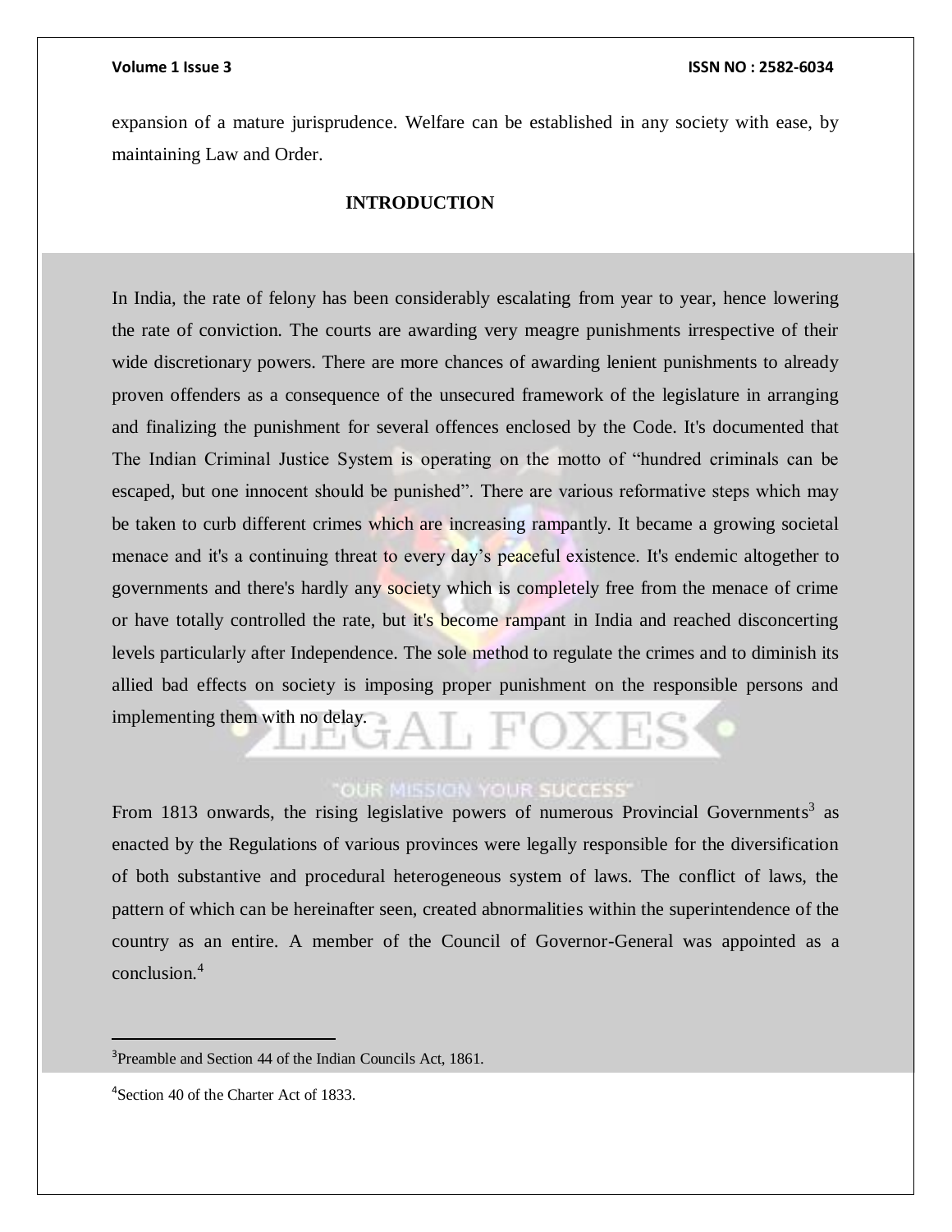expansion of a mature jurisprudence. Welfare can be established in any society with ease, by maintaining Law and Order.

## INTRODUCTION

In India, the rate of felony has been considerably escalating from year to year, hence lowering the rate of conviction. The courts are awarding very meagre punishments irrespective of their wide discretionary powers. There are more chances of awarding lenient punishments to already proven offenders as a consequence of the unsecured framework of the legislature in arranging and finalizing the punishment for several offences enclosed by the Code. It's documented that The Indian Criminal Justice System is operating on the motto of "hundred criminals can be escaped, but one innocent should be punished". There are various reformative steps which may be taken to curb different crimes which are increasing rampantly. It became a growing societal menace and it's a continuing threat to every day's peaceful existence. It's endemic altogether to governments and there's hardly any society which is completely free from the menace of crime or have totally controlled the rate, but it's become rampant in India and reached disconcerting levels particularly after Independence. The sole method to regulate the crimes and to diminish its allied bad effects on society is imposing proper punishment on the responsible persons and implementing them with no delay.

From 1813 onwards, the rising legislative powers of numerous Provincial Governments[3] as enacted by the Regulations of various provinces were legally responsible for the diversification of both substantive and procedural heterogeneous system of laws. The conflict of laws, the pattern of which can be hereinafter seen, created abnormalities within the superintendence of the country as an entire. A member of the Council of Governor-General was appointed as a conclusion.[4]

---

[3]Preamble and Section 44 of the Indian Councils Act, 1861.

[4]Section 40 of the Charter Act of 1833.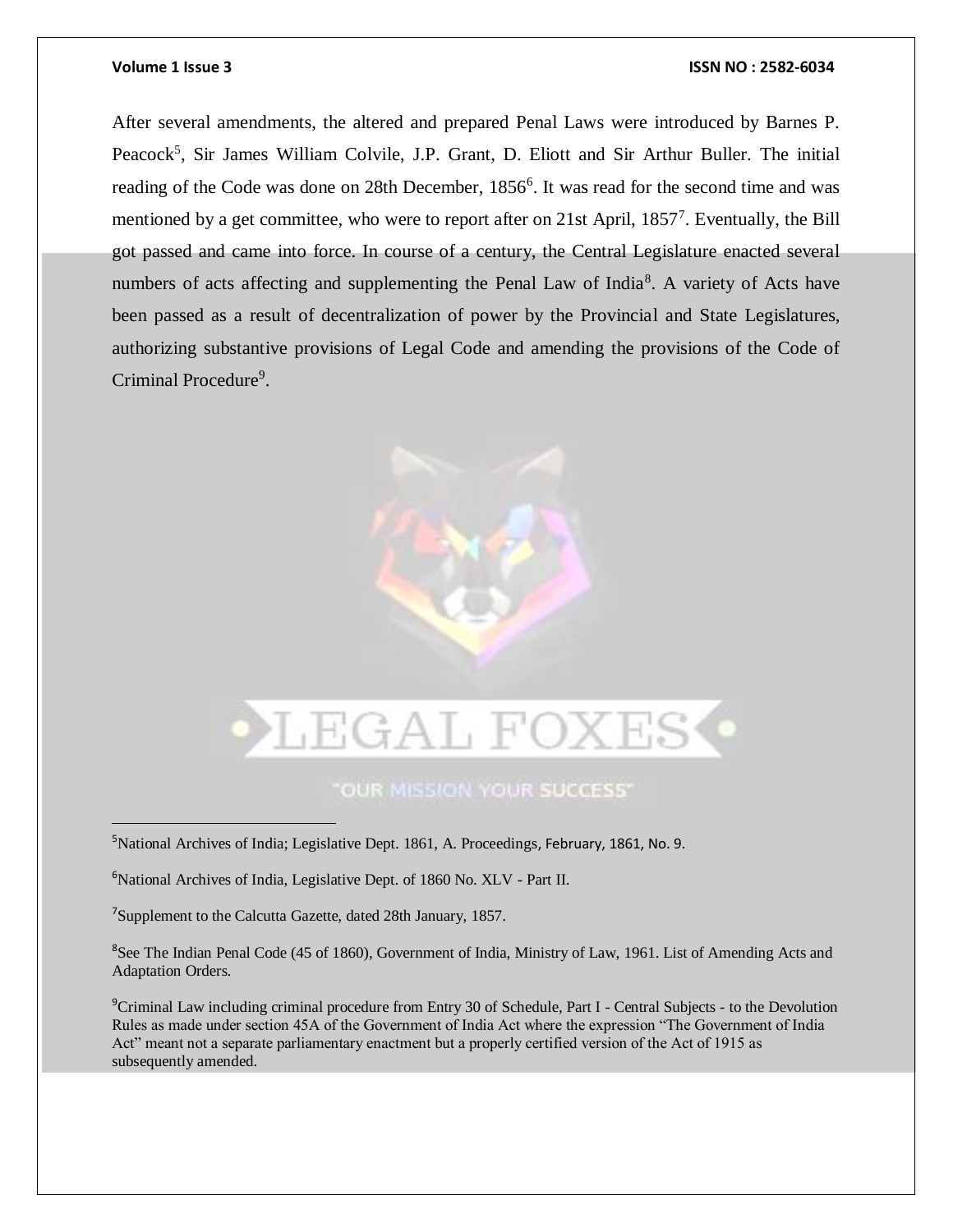After several amendments, the altered and prepared Penal Laws were introduced by Barnes P. Peacock[5], Sir James William Colvile, J.P. Grant, D. Eliott and Sir Arthur Buller. The initial reading of the Code was done on 28th December, 1856[6]. It was read for the second time and was mentioned by a get committee, who were to report after on 21st April, 1857[7]. Eventually, the Bill got passed and came into force. In course of a century, the Central Legislature enacted several numbers of acts affecting and supplementing the Penal Law of India[8]. A variety of Acts have been passed as a result of decentralization of power by the Provincial and State Legislatures, authorizing substantive provisions of Legal Code and amending the provisions of the Code of Criminal Procedure[9].

---

[5] National Archives of India; Legislative Dept. 1861, A. Proceedings, February, 1861, No. 9.

[6] National Archives of India, Legislative Dept. of 1860 No. XLV - Part II.

[7] Supplement to the Calcutta Gazette, dated 28th January, 1857.

[8] See The Indian Penal Code (45 of 1860), Government of India, Ministry of Law, 1961. List of Amending Acts and Adaptation Orders.

[9] Criminal Law including criminal procedure from Entry 30 of Schedule, Part I - Central Subjects - to the Devolution Rules as made under section 45A of the Government of India Act where the expression "The Government of India Act" meant not a separate parliamentary enactment but a properly certified version of the Act of 1915 as subsequently amended.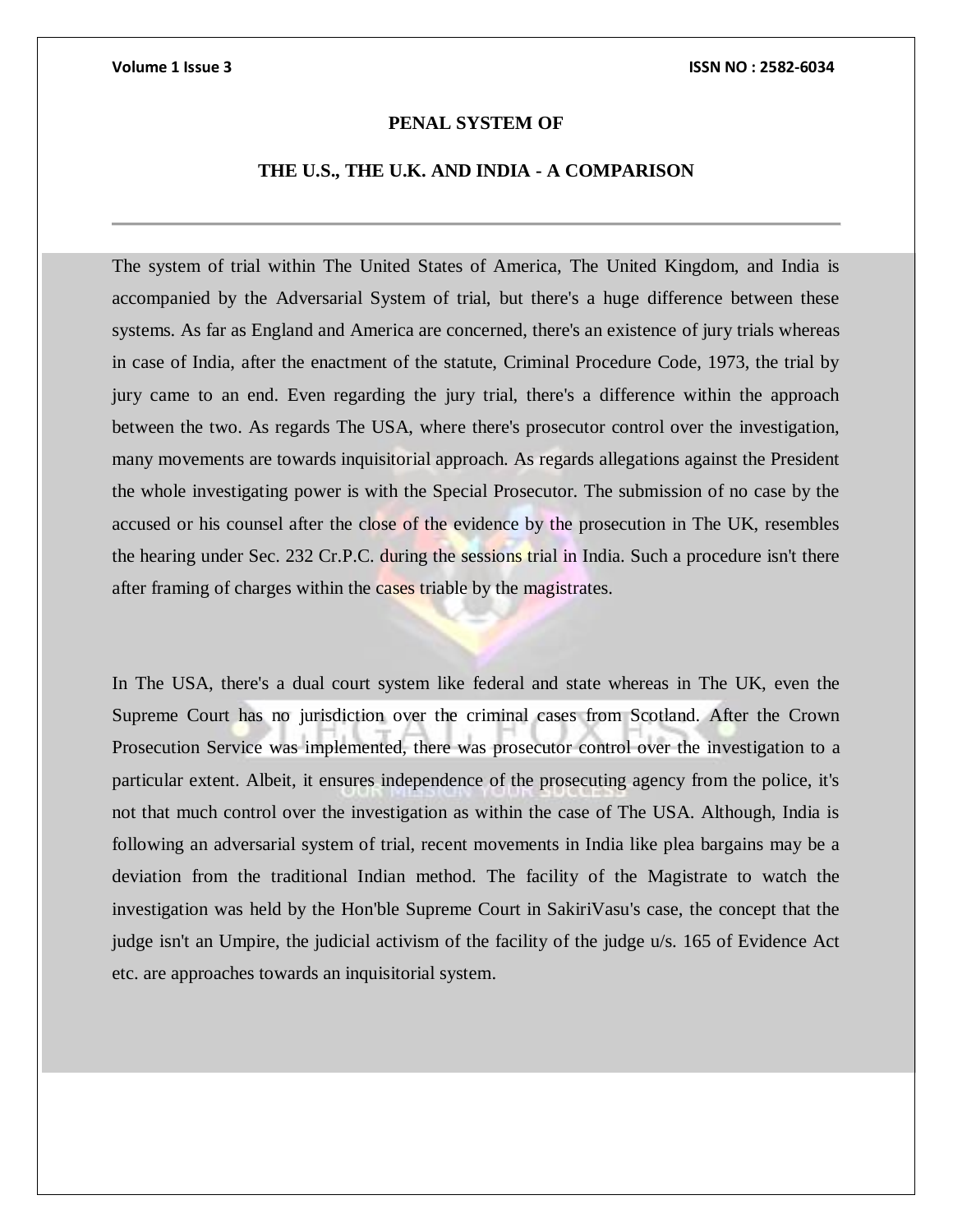**PENAL SYSTEM OF**

**THE U.S., THE U.K. AND INDIA - A COMPARISON**

---

The system of trial within The United States of America, The United Kingdom, and India is accompanied by the Adversarial System of trial, but there's a huge difference between these systems. As far as England and America are concerned, there's an existence of jury trials whereas in case of India, after the enactment of the statute, Criminal Procedure Code, 1973, the trial by jury came to an end. Even regarding the jury trial, there's a difference within the approach between the two. As regards The USA, where there's prosecutor control over the investigation, many movements are towards inquisitorial approach. As regards allegations against the President the whole investigating power is with the Special Prosecutor. The submission of no case by the accused or his counsel after the close of the evidence by the prosecution in The UK, resembles the hearing under Sec. 232 Cr.P.C. during the sessions trial in India. Such a procedure isn't there after framing of charges within the cases triable by the magistrates.

In The USA, there's a dual court system like federal and state whereas in The UK, even the Supreme Court has no jurisdiction over the criminal cases from Scotland. After the Crown Prosecution Service was implemented, there was prosecutor control over the investigation to a particular extent. Albeit, it ensures independence of the prosecuting agency from the police, it's not that much control over the investigation as within the case of The USA. Although, India is following an adversarial system of trial, recent movements in India like plea bargains may be a deviation from the traditional Indian method. The facility of the Magistrate to watch the investigation was held by the Hon'ble Supreme Court in SakiriVasu's case, the concept that the judge isn't an Umpire, the judicial activism of the facility of the judge u/s. 165 of Evidence Act etc. are approaches towards an inquisitorial system.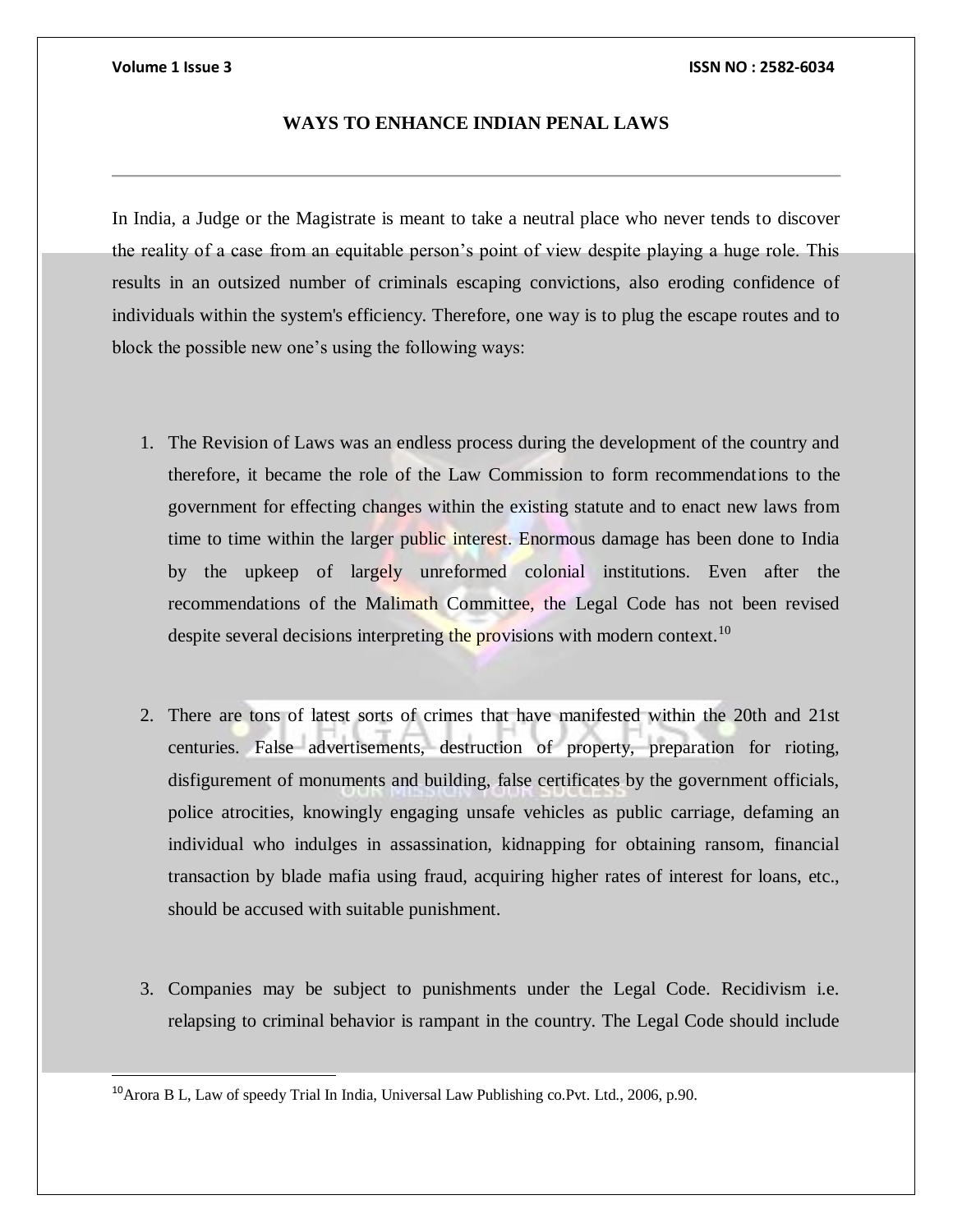## WAYS TO ENHANCE INDIAN PENAL LAWS

In India, a Judge or the Magistrate is meant to take a neutral place who never tends to discover the reality of a case from an equitable person's point of view despite playing a huge role. This results in an outsized number of criminals escaping convictions, also eroding confidence of individuals within the system's efficiency. Therefore, one way is to plug the escape routes and to block the possible new one's using the following ways:

1. The Revision of Laws was an endless process during the development of the country and therefore, it became the role of the Law Commission to form recommendations to the government for effecting changes within the existing statute and to enact new laws from time to time within the larger public interest. Enormous damage has been done to India by the upkeep of largely unreformed colonial institutions. Even after the recommendations of the Malimath Committee, the Legal Code has not been revised despite several decisions interpreting the provisions with modern context.[10]

2. There are tons of latest sorts of crimes that have manifested within the 20th and 21st centuries. False advertisements, destruction of property, preparation for rioting, disfigurement of monuments and building, false certificates by the government officials, police atrocities, knowingly engaging unsafe vehicles as public carriage, defaming an individual who indulges in assassination, kidnapping for obtaining ransom, financial transaction by blade mafia using fraud, acquiring higher rates of interest for loans, etc., should be accused with suitable punishment.

3. Companies may be subject to punishments under the Legal Code. Recidivism i.e. relapsing to criminal behavior is rampant in the country. The Legal Code should include

---

[10] Arora B L, Law of speedy Trial In India, Universal Law Publishing co.Pvt. Ltd., 2006, p.90.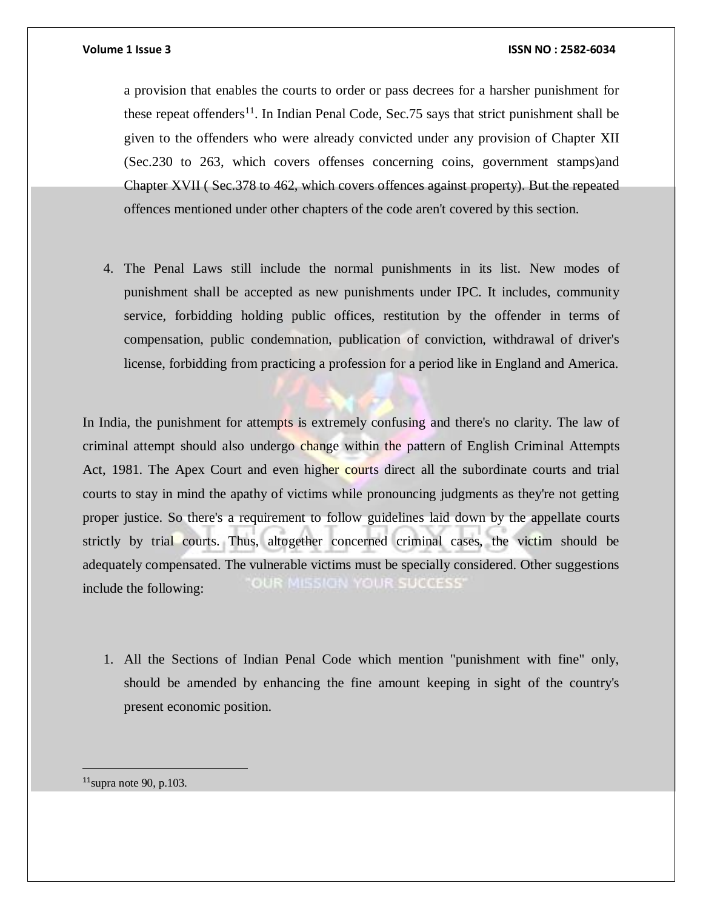a provision that enables the courts to order or pass decrees for a harsher punishment for these repeat offenders[11]. In Indian Penal Code, Sec.75 says that strict punishment shall be given to the offenders who were already convicted under any provision of Chapter XII (Sec.230 to 263, which covers offenses concerning coins, government stamps)and Chapter XVII ( Sec.378 to 462, which covers offences against property). But the repeated offences mentioned under other chapters of the code aren't covered by this section.

4. The Penal Laws still include the normal punishments in its list. New modes of punishment shall be accepted as new punishments under IPC. It includes, community service, forbidding holding public offices, restitution by the offender in terms of compensation, public condemnation, publication of conviction, withdrawal of driver's license, forbidding from practicing a profession for a period like in England and America.

In India, the punishment for attempts is extremely confusing and there's no clarity. The law of criminal attempt should also undergo change within the pattern of English Criminal Attempts Act, 1981. The Apex Court and even higher courts direct all the subordinate courts and trial courts to stay in mind the apathy of victims while pronouncing judgments as they're not getting proper justice. So there's a requirement to follow guidelines laid down by the appellate courts strictly by trial courts. Thus, altogether concerned criminal cases, the victim should be adequately compensated. The vulnerable victims must be specially considered. Other suggestions include the following:

1. All the Sections of Indian Penal Code which mention "punishment with fine" only, should be amended by enhancing the fine amount keeping in sight of the country's present economic position.

---

[11] supra note 90, p.103.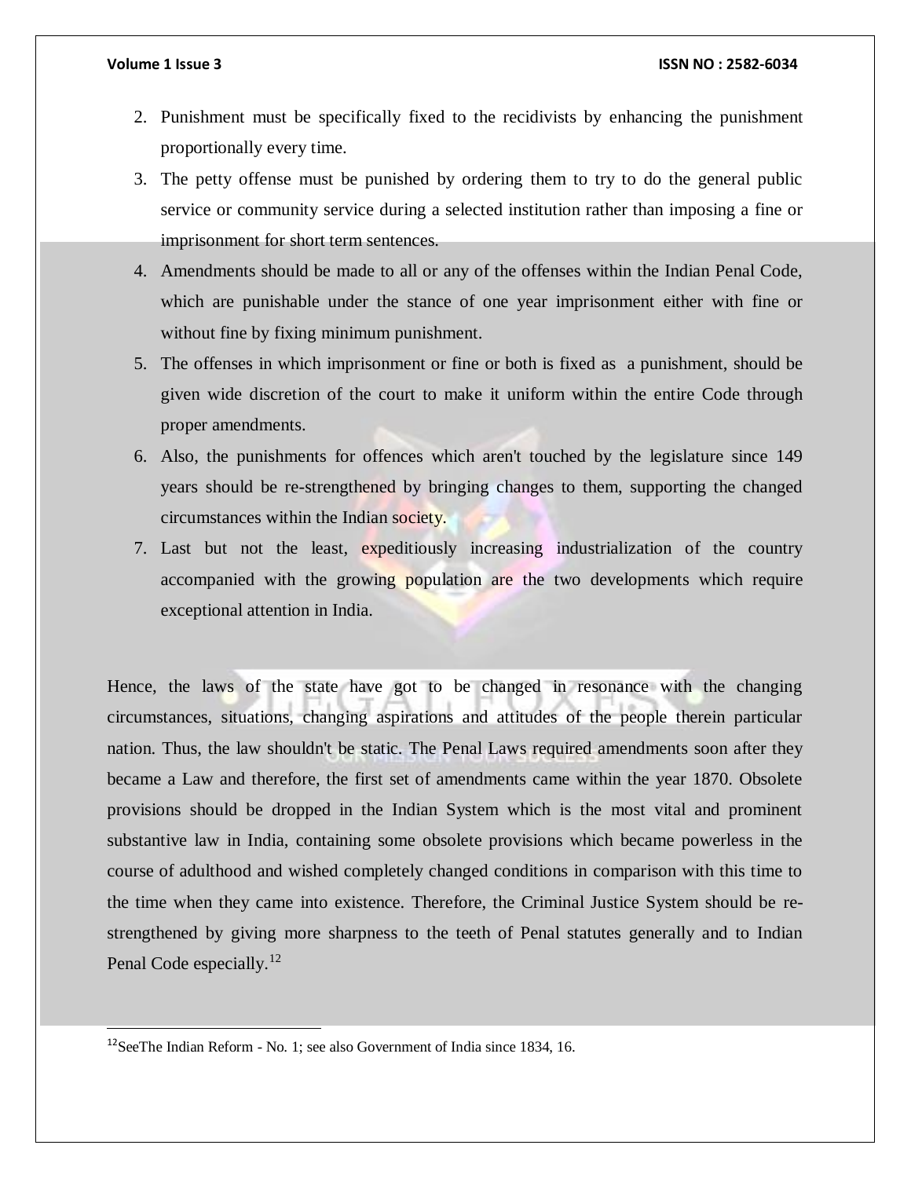2. Punishment must be specifically fixed to the recidivists by enhancing the punishment proportionally every time.
3. The petty offense must be punished by ordering them to try to do the general public service or community service during a selected institution rather than imposing a fine or imprisonment for short term sentences.
4. Amendments should be made to all or any of the offenses within the Indian Penal Code, which are punishable under the stance of one year imprisonment either with fine or without fine by fixing minimum punishment.
5. The offenses in which imprisonment or fine or both is fixed as a punishment, should be given wide discretion of the court to make it uniform within the entire Code through proper amendments.
6. Also, the punishments for offences which aren't touched by the legislature since 149 years should be re-strengthened by bringing changes to them, supporting the changed circumstances within the Indian society.
7. Last but not the least, expeditiously increasing industrialization of the country accompanied with the growing population are the two developments which require exceptional attention in India.

Hence, the laws of the state have got to be changed in resonance with the changing circumstances, situations, changing aspirations and attitudes of the people therein particular nation. Thus, the law shouldn't be static. The Penal Laws required amendments soon after they became a Law and therefore, the first set of amendments came within the year 1870. Obsolete provisions should be dropped in the Indian System which is the most vital and prominent substantive law in India, containing some obsolete provisions which became powerless in the course of adulthood and wished completely changed conditions in comparison with this time to the time when they came into existence. Therefore, the Criminal Justice System should be re-strengthened by giving more sharpness to the teeth of Penal statutes generally and to Indian Penal Code especially.[12]

[12] SeeThe Indian Reform - No. 1; see also Government of India since 1834, 16.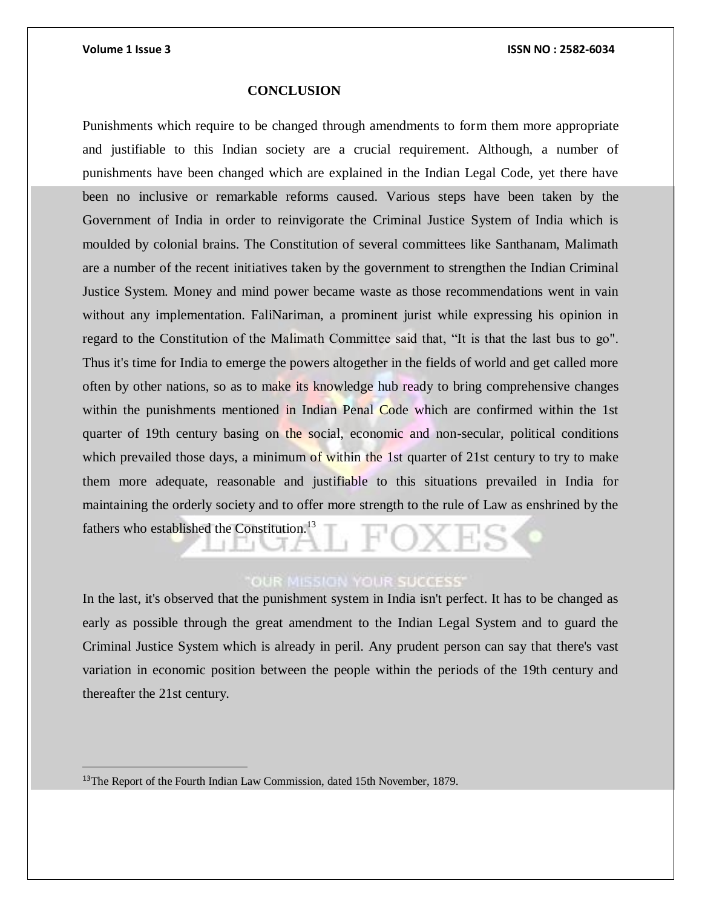## CONCLUSION

Punishments which require to be changed through amendments to form them more appropriate and justifiable to this Indian society are a crucial requirement. Although, a number of punishments have been changed which are explained in the Indian Legal Code, yet there have been no inclusive or remarkable reforms caused. Various steps have been taken by the Government of India in order to reinvigorate the Criminal Justice System of India which is moulded by colonial brains. The Constitution of several committees like Santhanam, Malimath are a number of the recent initiatives taken by the government to strengthen the Indian Criminal Justice System. Money and mind power became waste as those recommendations went in vain without any implementation. FaliNariman, a prominent jurist while expressing his opinion in regard to the Constitution of the Malimath Committee said that, "It is that the last bus to go". Thus it's time for India to emerge the powers altogether in the fields of world and get called more often by other nations, so as to make its knowledge hub ready to bring comprehensive changes within the punishments mentioned in Indian Penal Code which are confirmed within the 1st quarter of 19th century basing on the social, economic and non-secular, political conditions which prevailed those days, a minimum of within the 1st quarter of 21st century to try to make them more adequate, reasonable and justifiable to this situations prevailed in India for maintaining the orderly society and to offer more strength to the rule of Law as enshrined by the fathers who established the Constitution.[13]

In the last, it's observed that the punishment system in India isn't perfect. It has to be changed as early as possible through the great amendment to the Indian Legal System and to guard the Criminal Justice System which is already in peril. Any prudent person can say that there's vast variation in economic position between the people within the periods of the 19th century and thereafter the 21st century.

---

[13] The Report of the Fourth Indian Law Commission, dated 15th November, 1879.